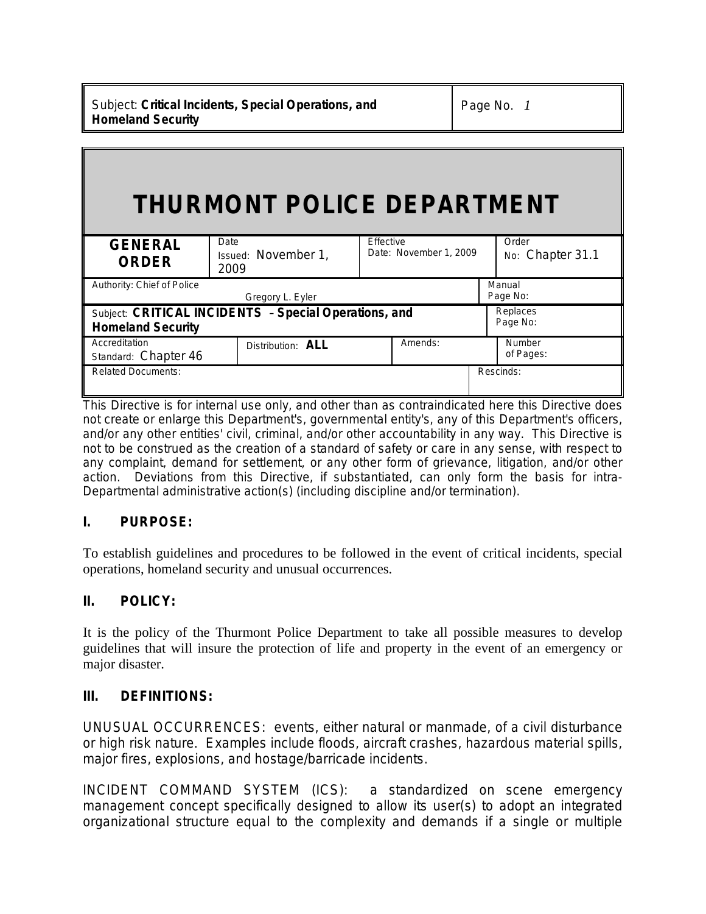# THURMONT POLICE DEPARTMENT

| GENERAL ORDER | Date Issued: November 1, 2009 | Effective Date: November 1, 2009 | Order No: Chapter 31.1 |
|---|---|---|---|
| Authority: Chief of Police Gregory L. Eyler | | | Manual Page No: |
| Subject: **CRITICAL INCIDENTS – Special Operations, and Homeland Security** | | | Replaces Page No: |
| Accreditation Standard: Chapter 46 | Distribution: **ALL** | Amends: | Number of Pages: |
| Related Documents: | | | Rescinds: |

This Directive is for internal use only, and other than as contraindicated here this Directive does not create or enlarge this Department's, governmental entity's, any of this Department's officers, and/or any other entities' civil, criminal, and/or other accountability in any way. This Directive is not to be construed as the creation of a standard of safety or care in any sense, with respect to any complaint, demand for settlement, or any other form of grievance, litigation, and/or other action. Deviations from this Directive, if substantiated, can only form the basis for intra-Departmental administrative action(s) (including discipline and/or termination).

## I. PURPOSE:

To establish guidelines and procedures to be followed in the event of critical incidents, special operations, homeland security and unusual occurrences.

## II. POLICY:

It is the policy of the Thurmont Police Department to take all possible measures to develop guidelines that will insure the protection of life and property in the event of an emergency or major disaster.

## III. DEFINITIONS:

UNUSUAL OCCURRENCES: events, either natural or manmade, of a civil disturbance or high risk nature. Examples include floods, aircraft crashes, hazardous material spills, major fires, explosions, and hostage/barricade incidents.

INCIDENT COMMAND SYSTEM (ICS): a standardized on scene emergency management concept specifically designed to allow its user(s) to adopt an integrated organizational structure equal to the complexity and demands if a single or multiple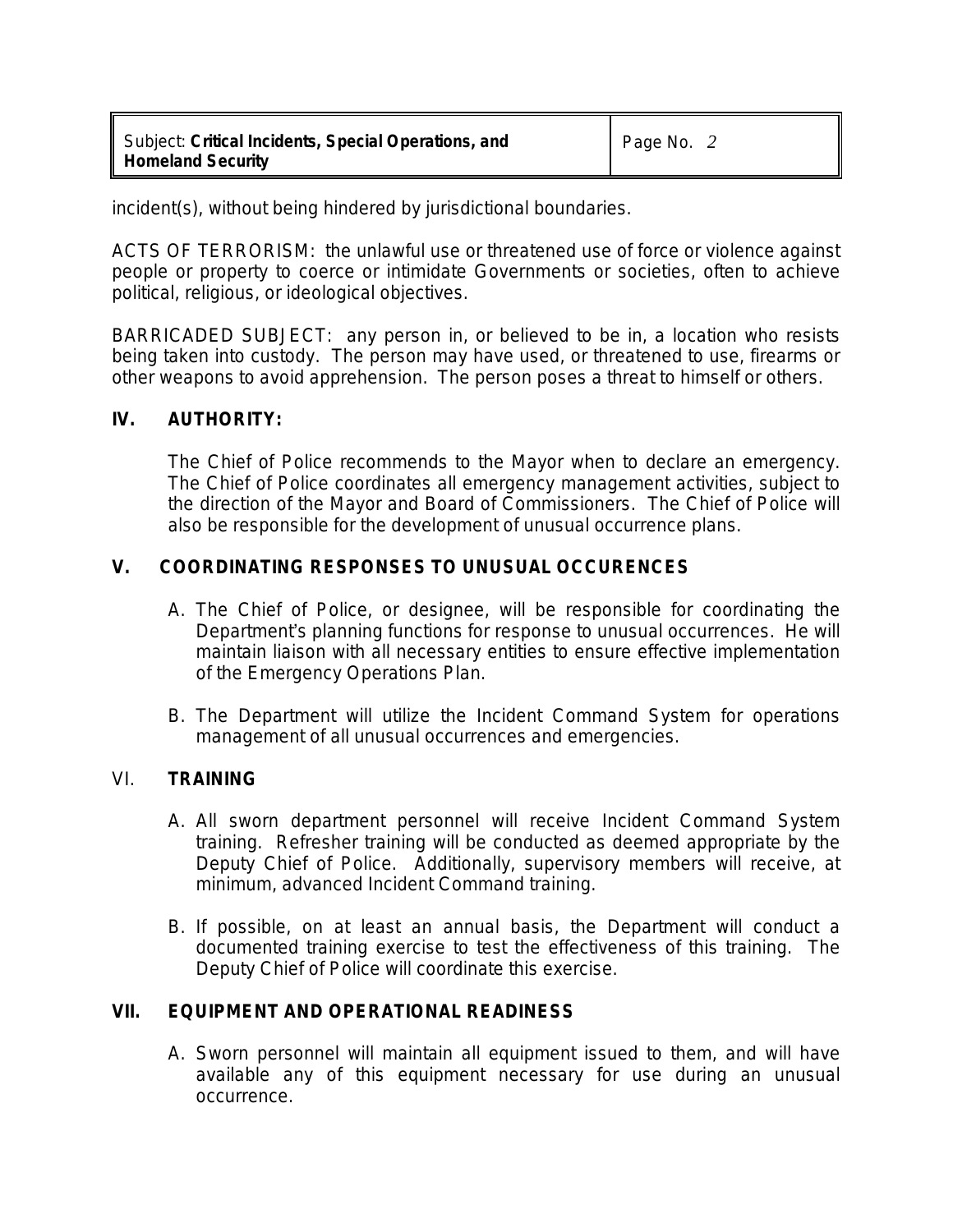incident(s), without being hindered by jurisdictional boundaries.

ACTS OF TERRORISM: the unlawful use or threatened use of force or violence against people or property to coerce or intimidate Governments or societies, often to achieve political, religious, or ideological objectives.

BARRICADED SUBJECT: any person in, or believed to be in, a location who resists being taken into custody. The person may have used, or threatened to use, firearms or other weapons to avoid apprehension. The person poses a threat to himself or others.

## IV. AUTHORITY:

The Chief of Police recommends to the Mayor when to declare an emergency. The Chief of Police coordinates all emergency management activities, subject to the direction of the Mayor and Board of Commissioners. The Chief of Police will also be responsible for the development of unusual occurrence plans.

## V. COORDINATING RESPONSES TO UNUSUAL OCCURENCES

A. The Chief of Police, or designee, will be responsible for coordinating the Department's planning functions for response to unusual occurrences. He will maintain liaison with all necessary entities to ensure effective implementation of the Emergency Operations Plan.

B. The Department will utilize the Incident Command System for operations management of all unusual occurrences and emergencies.

## VI. TRAINING

A. All sworn department personnel will receive Incident Command System training. Refresher training will be conducted as deemed appropriate by the Deputy Chief of Police. Additionally, supervisory members will receive, at minimum, advanced Incident Command training.

B. If possible, on at least an annual basis, the Department will conduct a documented training exercise to test the effectiveness of this training. The Deputy Chief of Police will coordinate this exercise.

## VII. EQUIPMENT AND OPERATIONAL READINESS

A. Sworn personnel will maintain all equipment issued to them, and will have available any of this equipment necessary for use during an unusual occurrence.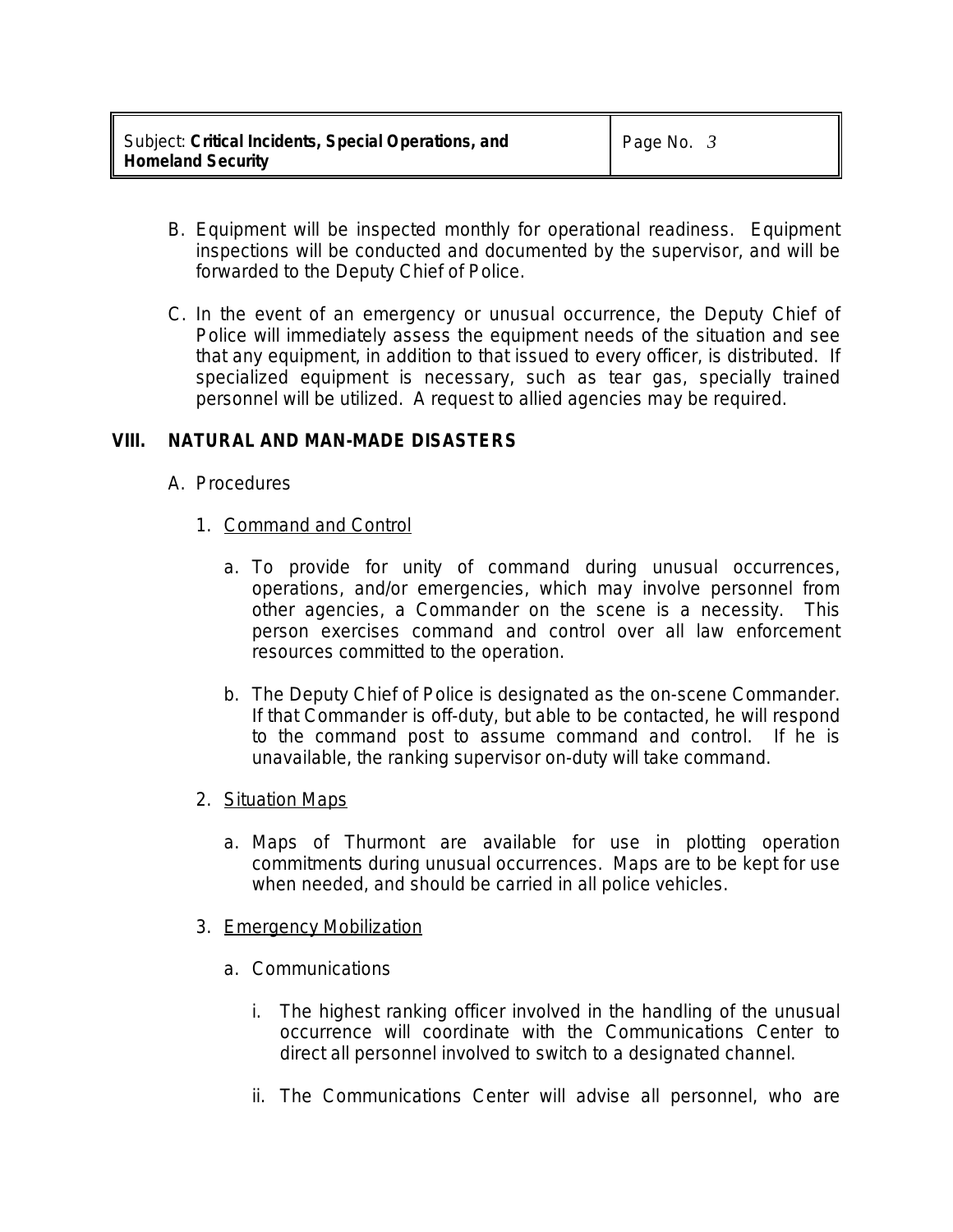B. Equipment will be inspected monthly for operational readiness. Equipment inspections will be conducted and documented by the supervisor, and will be forwarded to the Deputy Chief of Police.

C. In the event of an emergency or unusual occurrence, the Deputy Chief of Police will immediately assess the equipment needs of the situation and see that any equipment, in addition to that issued to every officer, is distributed. If specialized equipment is necessary, such as tear gas, specially trained personnel will be utilized. A request to allied agencies may be required.

## VIII. NATURAL AND MAN-MADE DISASTERS

A. Procedures

1. <u>Command and Control</u>

    a. To provide for unity of command during unusual occurrences, operations, and/or emergencies, which may involve personnel from other agencies, a Commander on the scene is a necessity. This person exercises command and control over all law enforcement resources committed to the operation.

    b. The Deputy Chief of Police is designated as the on-scene Commander. If that Commander is off-duty, but able to be contacted, he will respond to the command post to assume command and control. If he is unavailable, the ranking supervisor on-duty will take command.

2. <u>Situation Maps</u>

    a. Maps of Thurmont are available for use in plotting operation commitments during unusual occurrences. Maps are to be kept for use when needed, and should be carried in all police vehicles.

3. <u>Emergency Mobilization</u>

    a. Communications

        i. The highest ranking officer involved in the handling of the unusual occurrence will coordinate with the Communications Center to direct all personnel involved to switch to a designated channel.

        ii. The Communications Center will advise all personnel, who are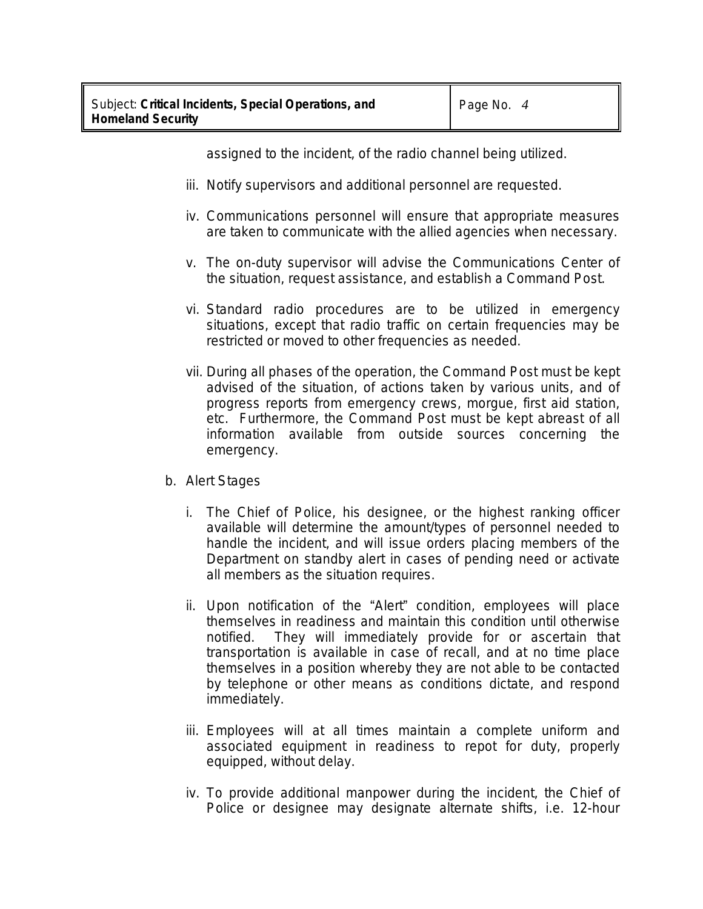assigned to the incident, of the radio channel being utilized.

iii. Notify supervisors and additional personnel are requested.

iv. Communications personnel will ensure that appropriate measures are taken to communicate with the allied agencies when necessary.

v. The on-duty supervisor will advise the Communications Center of the situation, request assistance, and establish a Command Post.

vi. Standard radio procedures are to be utilized in emergency situations, except that radio traffic on certain frequencies may be restricted or moved to other frequencies as needed.

vii. During all phases of the operation, the Command Post must be kept advised of the situation, of actions taken by various units, and of progress reports from emergency crews, morgue, first aid station, etc. Furthermore, the Command Post must be kept abreast of all information available from outside sources concerning the emergency.

b. Alert Stages

i. The Chief of Police, his designee, or the highest ranking officer available will determine the amount/types of personnel needed to handle the incident, and will issue orders placing members of the Department on standby alert in cases of pending need or activate all members as the situation requires.

ii. Upon notification of the "Alert" condition, employees will place themselves in readiness and maintain this condition until otherwise notified. They will immediately provide for or ascertain that transportation is available in case of recall, and at no time place themselves in a position whereby they are not able to be contacted by telephone or other means as conditions dictate, and respond immediately.

iii. Employees will at all times maintain a complete uniform and associated equipment in readiness to repot for duty, properly equipped, without delay.

iv. To provide additional manpower during the incident, the Chief of Police or designee may designate alternate shifts, i.e. 12-hour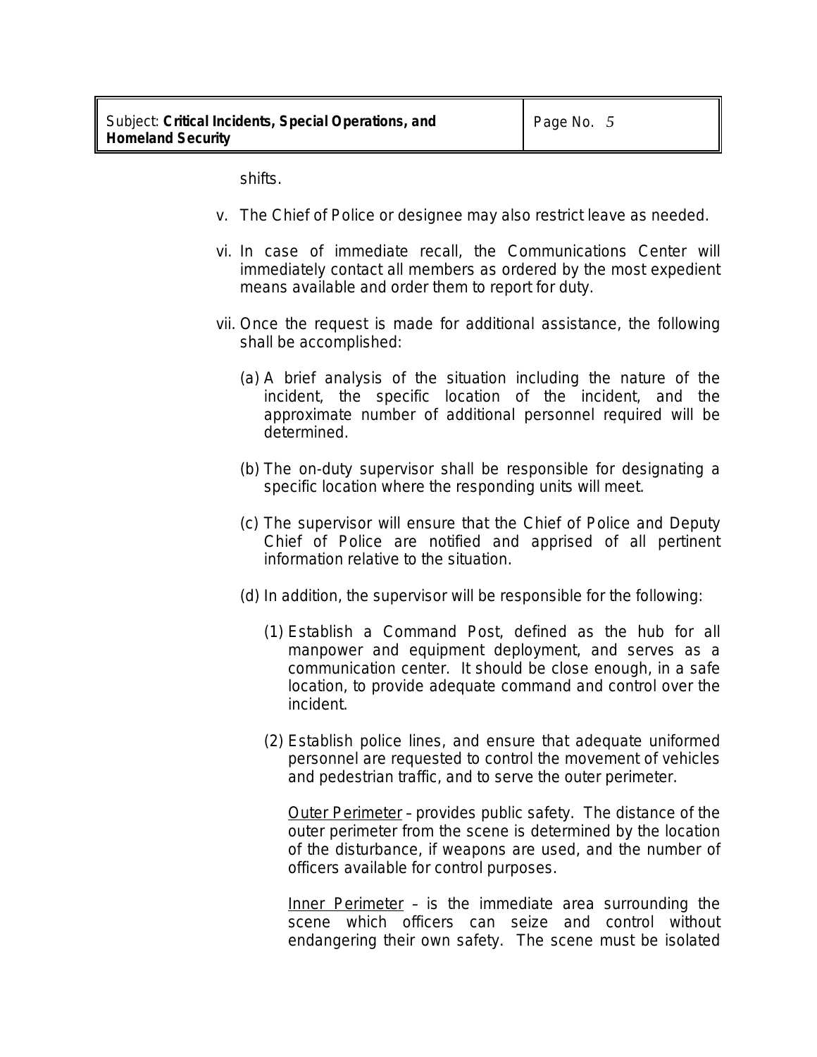shifts.

v. The Chief of Police or designee may also restrict leave as needed.

vi. In case of immediate recall, the Communications Center will immediately contact all members as ordered by the most expedient means available and order them to report for duty.

vii. Once the request is made for additional assistance, the following shall be accomplished:

   (a) A brief analysis of the situation including the nature of the incident, the specific location of the incident, and the approximate number of additional personnel required will be determined.

   (b) The on-duty supervisor shall be responsible for designating a specific location where the responding units will meet.

   (c) The supervisor will ensure that the Chief of Police and Deputy Chief of Police are notified and apprised of all pertinent information relative to the situation.

   (d) In addition, the supervisor will be responsible for the following:

      (1) Establish a Command Post, defined as the hub for all manpower and equipment deployment, and serves as a communication center. It should be close enough, in a safe location, to provide adequate command and control over the incident.

      (2) Establish police lines, and ensure that adequate uniformed personnel are requested to control the movement of vehicles and pedestrian traffic, and to serve the outer perimeter.

      Outer Perimeter – provides public safety. The distance of the outer perimeter from the scene is determined by the location of the disturbance, if weapons are used, and the number of officers available for control purposes.

      Inner Perimeter – is the immediate area surrounding the scene which officers can seize and control without endangering their own safety. The scene must be isolated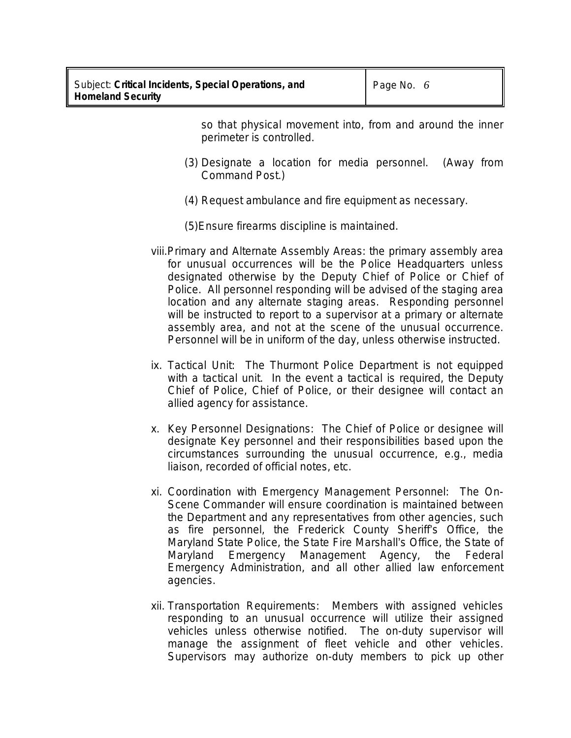so that physical movement into, from and around the inner perimeter is controlled.

(3) Designate a location for media personnel. (Away from Command Post.)

(4) Request ambulance and fire equipment as necessary.

(5)Ensure firearms discipline is maintained.

viii.Primary and Alternate Assembly Areas: the primary assembly area for unusual occurrences will be the Police Headquarters unless designated otherwise by the Deputy Chief of Police or Chief of Police. All personnel responding will be advised of the staging area location and any alternate staging areas. Responding personnel will be instructed to report to a supervisor at a primary or alternate assembly area, and not at the scene of the unusual occurrence. Personnel will be in uniform of the day, unless otherwise instructed.

ix. Tactical Unit: The Thurmont Police Department is not equipped with a tactical unit. In the event a tactical is required, the Deputy Chief of Police, Chief of Police, or their designee will contact an allied agency for assistance.

x. Key Personnel Designations: The Chief of Police or designee will designate Key personnel and their responsibilities based upon the circumstances surrounding the unusual occurrence, e.g., media liaison, recorded of official notes, etc.

xi. Coordination with Emergency Management Personnel: The On-Scene Commander will ensure coordination is maintained between the Department and any representatives from other agencies, such as fire personnel, the Frederick County Sheriff's Office, the Maryland State Police, the State Fire Marshall's Office, the State of Maryland Emergency Management Agency, the Federal Emergency Administration, and all other allied law enforcement agencies.

xii. Transportation Requirements: Members with assigned vehicles responding to an unusual occurrence will utilize their assigned vehicles unless otherwise notified. The on-duty supervisor will manage the assignment of fleet vehicle and other vehicles. Supervisors may authorize on-duty members to pick up other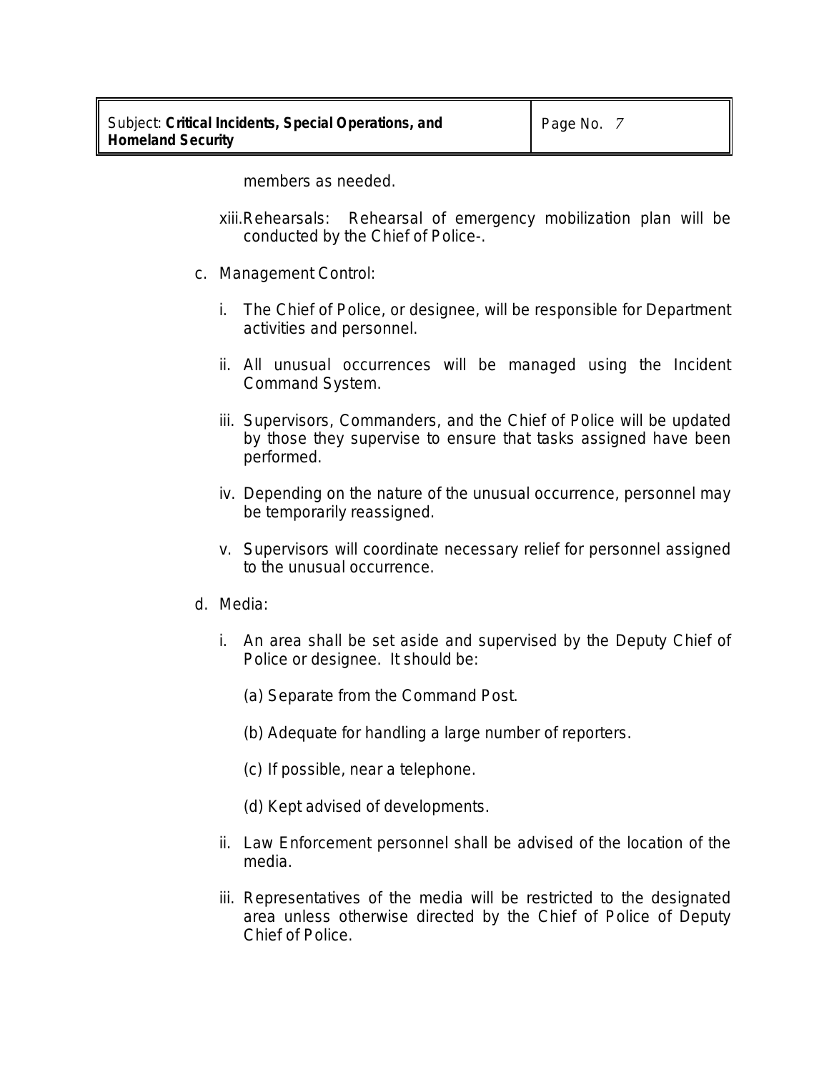members as needed.

xiii. Rehearsals: Rehearsal of emergency mobilization plan will be conducted by the Chief of Police-.

c. Management Control:

   i. The Chief of Police, or designee, will be responsible for Department activities and personnel.

   ii. All unusual occurrences will be managed using the Incident Command System.

   iii. Supervisors, Commanders, and the Chief of Police will be updated by those they supervise to ensure that tasks assigned have been performed.

   iv. Depending on the nature of the unusual occurrence, personnel may be temporarily reassigned.

   v. Supervisors will coordinate necessary relief for personnel assigned to the unusual occurrence.

d. Media:

   i. An area shall be set aside and supervised by the Deputy Chief of Police or designee. It should be:

      (a) Separate from the Command Post.

      (b) Adequate for handling a large number of reporters.

      (c) If possible, near a telephone.

      (d) Kept advised of developments.

   ii. Law Enforcement personnel shall be advised of the location of the media.

   iii. Representatives of the media will be restricted to the designated area unless otherwise directed by the Chief of Police of Deputy Chief of Police.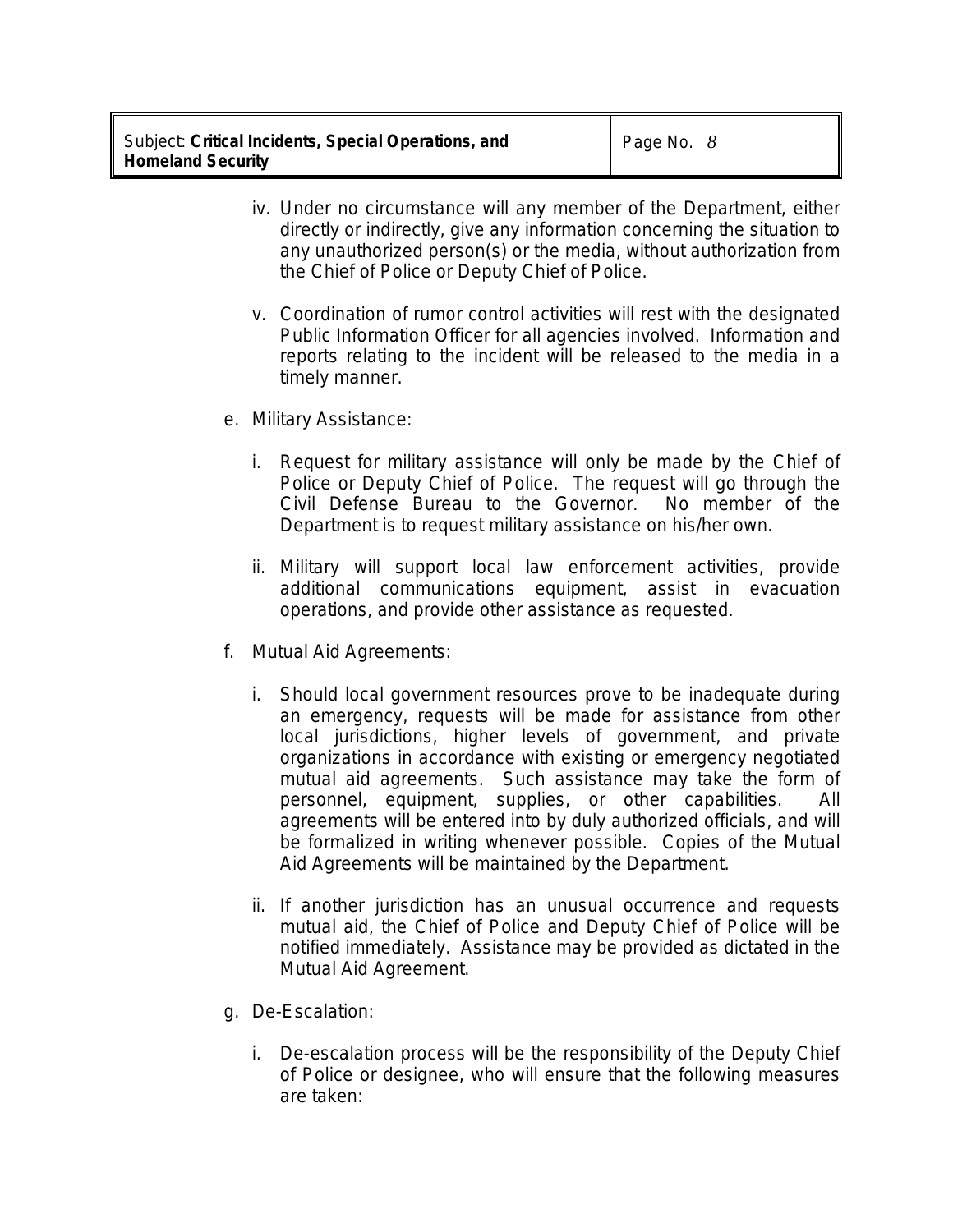iv. Under no circumstance will any member of the Department, either directly or indirectly, give any information concerning the situation to any unauthorized person(s) or the media, without authorization from the Chief of Police or Deputy Chief of Police.

v. Coordination of rumor control activities will rest with the designated Public Information Officer for all agencies involved. Information and reports relating to the incident will be released to the media in a timely manner.

e. Military Assistance:

i. Request for military assistance will only be made by the Chief of Police or Deputy Chief of Police. The request will go through the Civil Defense Bureau to the Governor. No member of the Department is to request military assistance on his/her own.

ii. Military will support local law enforcement activities, provide additional communications equipment, assist in evacuation operations, and provide other assistance as requested.

f. Mutual Aid Agreements:

i. Should local government resources prove to be inadequate during an emergency, requests will be made for assistance from other local jurisdictions, higher levels of government, and private organizations in accordance with existing or emergency negotiated mutual aid agreements. Such assistance may take the form of personnel, equipment, supplies, or other capabilities. All agreements will be entered into by duly authorized officials, and will be formalized in writing whenever possible. Copies of the Mutual Aid Agreements will be maintained by the Department.

ii. If another jurisdiction has an unusual occurrence and requests mutual aid, the Chief of Police and Deputy Chief of Police will be notified immediately. Assistance may be provided as dictated in the Mutual Aid Agreement.

g. De-Escalation:

i. De-escalation process will be the responsibility of the Deputy Chief of Police or designee, who will ensure that the following measures are taken: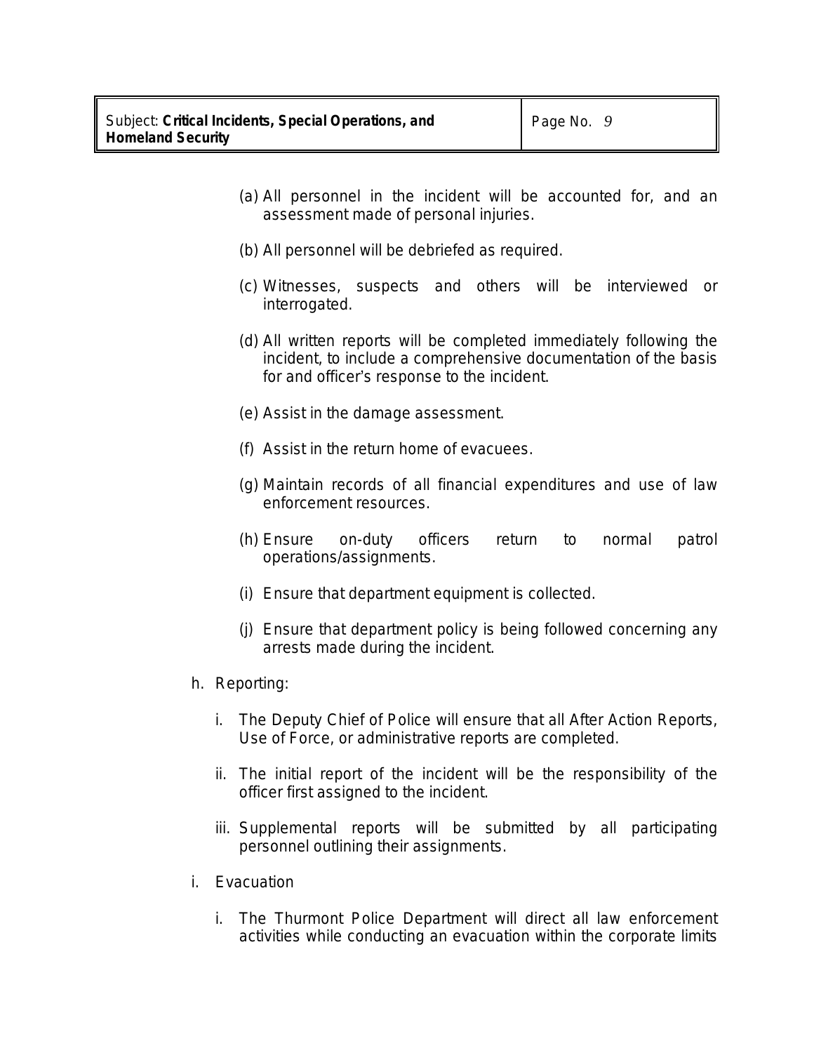(a) All personnel in the incident will be accounted for, and an assessment made of personal injuries.

(b) All personnel will be debriefed as required.

(c) Witnesses, suspects and others will be interviewed or interrogated.

(d) All written reports will be completed immediately following the incident, to include a comprehensive documentation of the basis for and officer's response to the incident.

(e) Assist in the damage assessment.

(f) Assist in the return home of evacuees.

(g) Maintain records of all financial expenditures and use of law enforcement resources.

(h) Ensure on-duty officers return to normal patrol operations/assignments.

(i) Ensure that department equipment is collected.

(j) Ensure that department policy is being followed concerning any arrests made during the incident.

h. Reporting:

i. The Deputy Chief of Police will ensure that all After Action Reports, Use of Force, or administrative reports are completed.

ii. The initial report of the incident will be the responsibility of the officer first assigned to the incident.

iii. Supplemental reports will be submitted by all participating personnel outlining their assignments.

i. Evacuation

i. The Thurmont Police Department will direct all law enforcement activities while conducting an evacuation within the corporate limits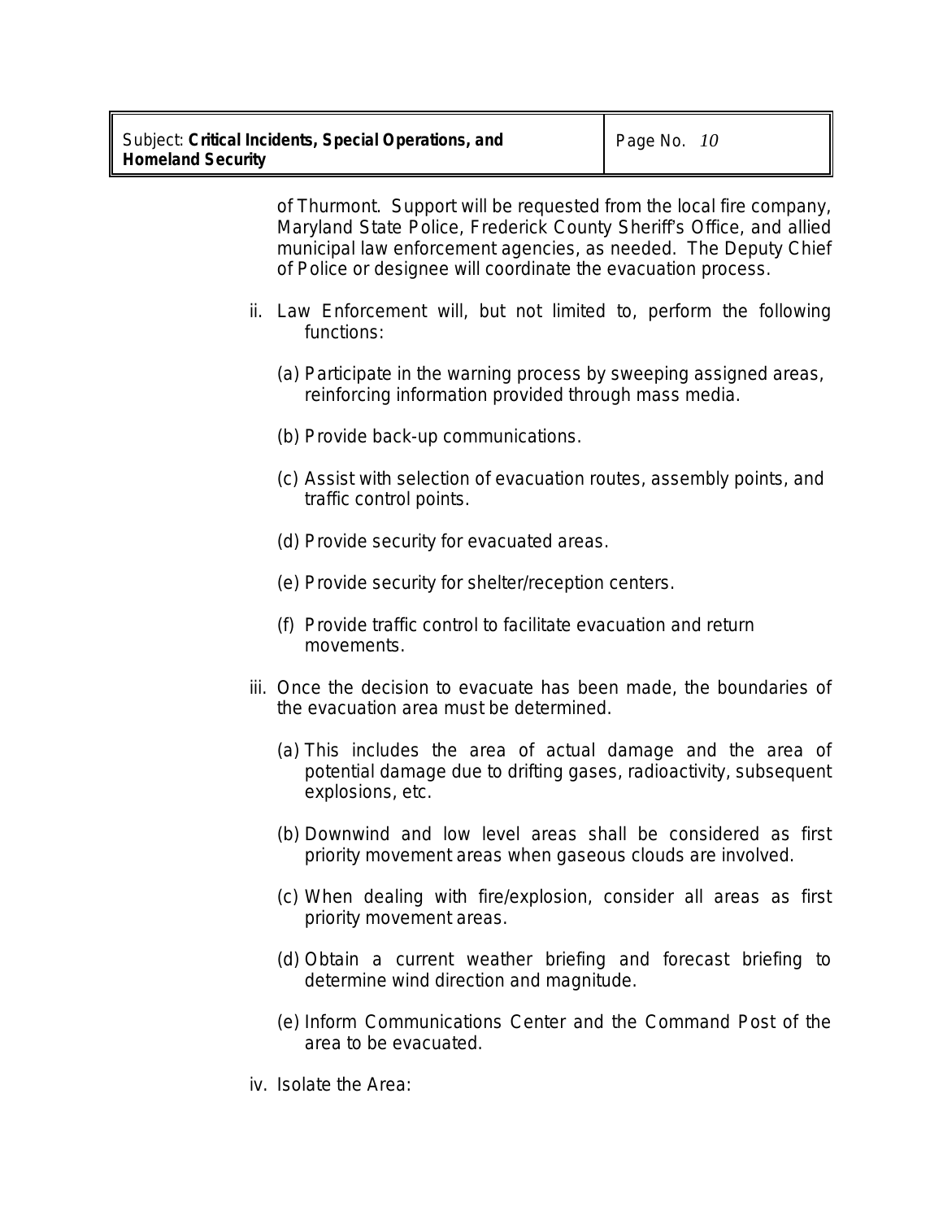of Thurmont. Support will be requested from the local fire company, Maryland State Police, Frederick County Sheriff's Office, and allied municipal law enforcement agencies, as needed. The Deputy Chief of Police or designee will coordinate the evacuation process.

ii. Law Enforcement will, but not limited to, perform the following functions:

   (a) Participate in the warning process by sweeping assigned areas, reinforcing information provided through mass media.

   (b) Provide back-up communications.

   (c) Assist with selection of evacuation routes, assembly points, and traffic control points.

   (d) Provide security for evacuated areas.

   (e) Provide security for shelter/reception centers.

   (f) Provide traffic control to facilitate evacuation and return movements.

iii. Once the decision to evacuate has been made, the boundaries of the evacuation area must be determined.

   (a) This includes the area of actual damage and the area of potential damage due to drifting gases, radioactivity, subsequent explosions, etc.

   (b) Downwind and low level areas shall be considered as first priority movement areas when gaseous clouds are involved.

   (c) When dealing with fire/explosion, consider all areas as first priority movement areas.

   (d) Obtain a current weather briefing and forecast briefing to determine wind direction and magnitude.

   (e) Inform Communications Center and the Command Post of the area to be evacuated.

iv. Isolate the Area: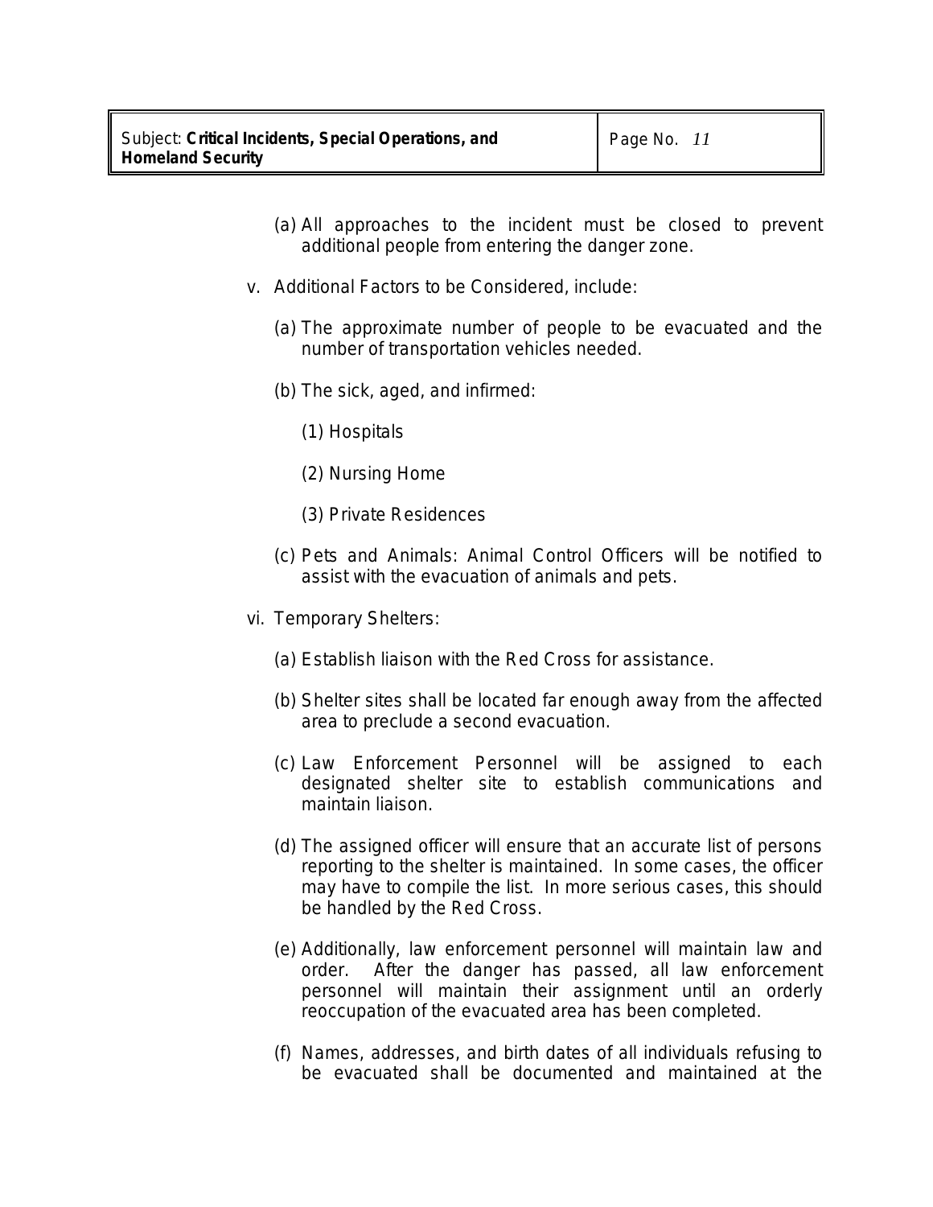(a) All approaches to the incident must be closed to prevent additional people from entering the danger zone.

v. Additional Factors to be Considered, include:

(a) The approximate number of people to be evacuated and the number of transportation vehicles needed.

(b) The sick, aged, and infirmed:

(1) Hospitals

(2) Nursing Home

(3) Private Residences

(c) Pets and Animals: Animal Control Officers will be notified to assist with the evacuation of animals and pets.

vi. Temporary Shelters:

(a) Establish liaison with the Red Cross for assistance.

(b) Shelter sites shall be located far enough away from the affected area to preclude a second evacuation.

(c) Law Enforcement Personnel will be assigned to each designated shelter site to establish communications and maintain liaison.

(d) The assigned officer will ensure that an accurate list of persons reporting to the shelter is maintained. In some cases, the officer may have to compile the list. In more serious cases, this should be handled by the Red Cross.

(e) Additionally, law enforcement personnel will maintain law and order. After the danger has passed, all law enforcement personnel will maintain their assignment until an orderly reoccupation of the evacuated area has been completed.

(f) Names, addresses, and birth dates of all individuals refusing to be evacuated shall be documented and maintained at the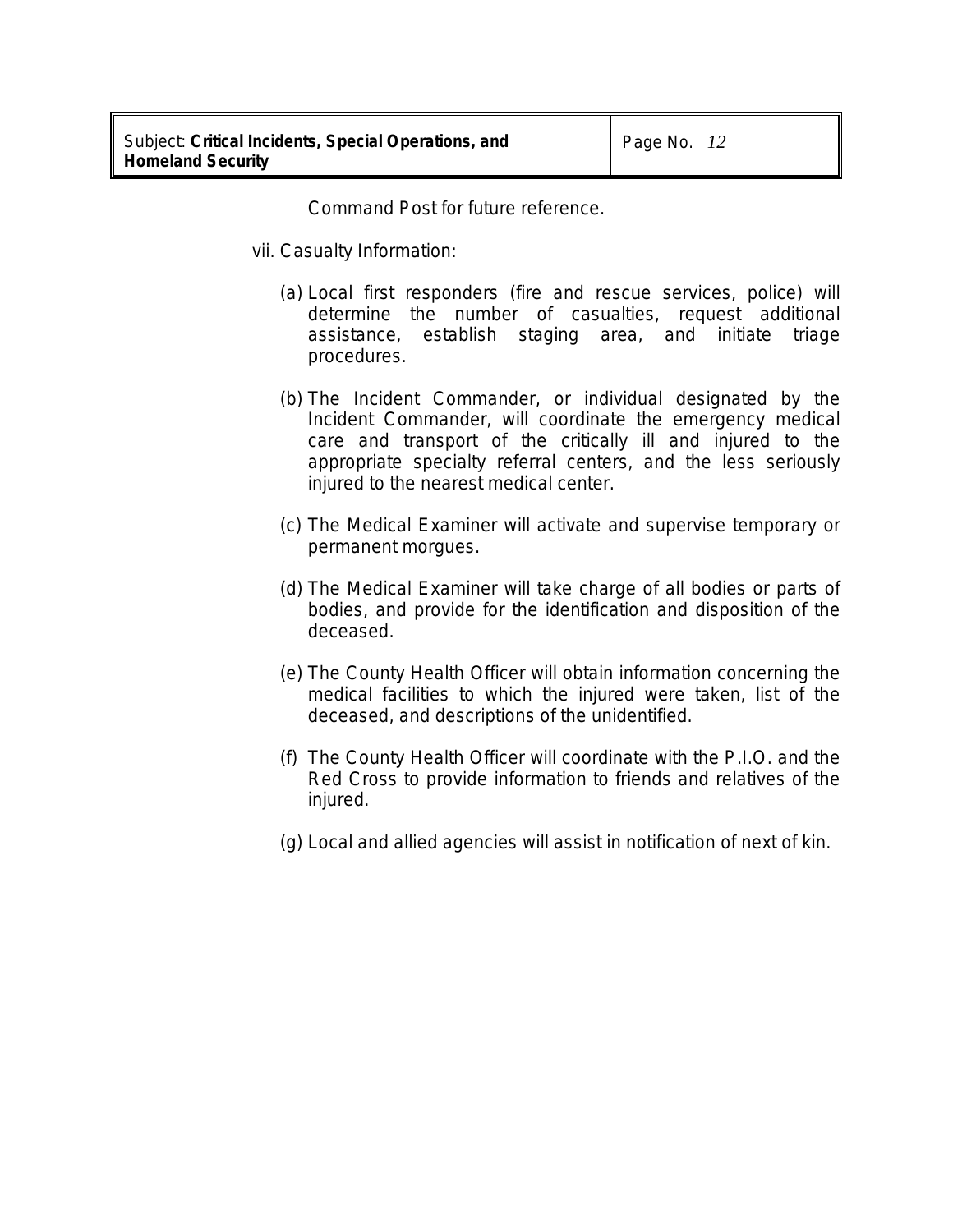Command Post for future reference.

vii. Casualty Information:

(a) Local first responders (fire and rescue services, police) will determine the number of casualties, request additional assistance, establish staging area, and initiate triage procedures.

(b) The Incident Commander, or individual designated by the Incident Commander, will coordinate the emergency medical care and transport of the critically ill and injured to the appropriate specialty referral centers, and the less seriously injured to the nearest medical center.

(c) The Medical Examiner will activate and supervise temporary or permanent morgues.

(d) The Medical Examiner will take charge of all bodies or parts of bodies, and provide for the identification and disposition of the deceased.

(e) The County Health Officer will obtain information concerning the medical facilities to which the injured were taken, list of the deceased, and descriptions of the unidentified.

(f) The County Health Officer will coordinate with the P.I.O. and the Red Cross to provide information to friends and relatives of the injured.

(g) Local and allied agencies will assist in notification of next of kin.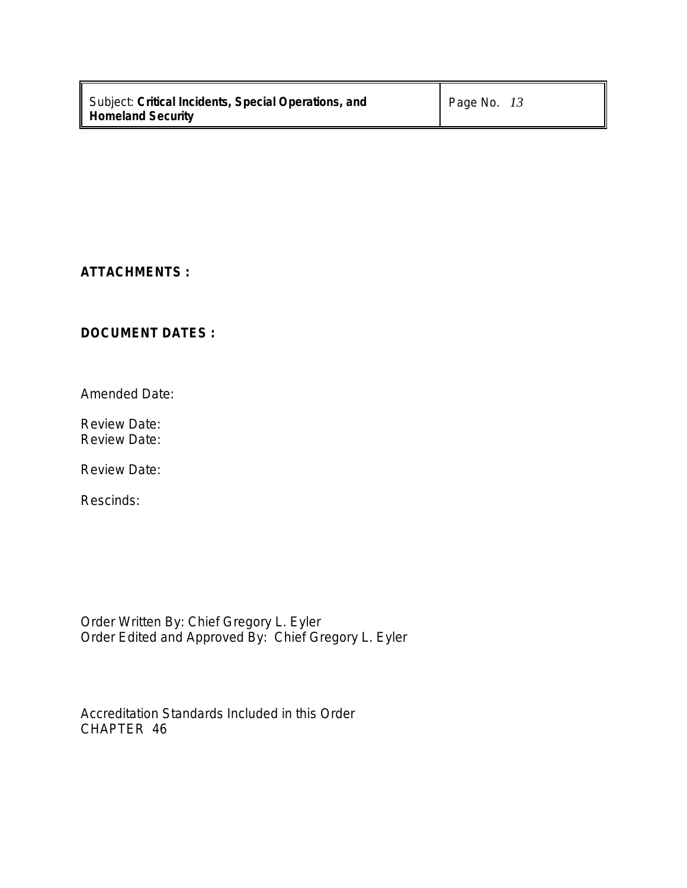**ATTACHMENTS :**

**DOCUMENT DATES :**

Amended Date:

Review Date:
Review Date:

Review Date:

Rescinds:

Order Written By: Chief Gregory L. Eyler
Order Edited and Approved By: Chief Gregory L. Eyler

Accreditation Standards Included in this Order
CHAPTER 46